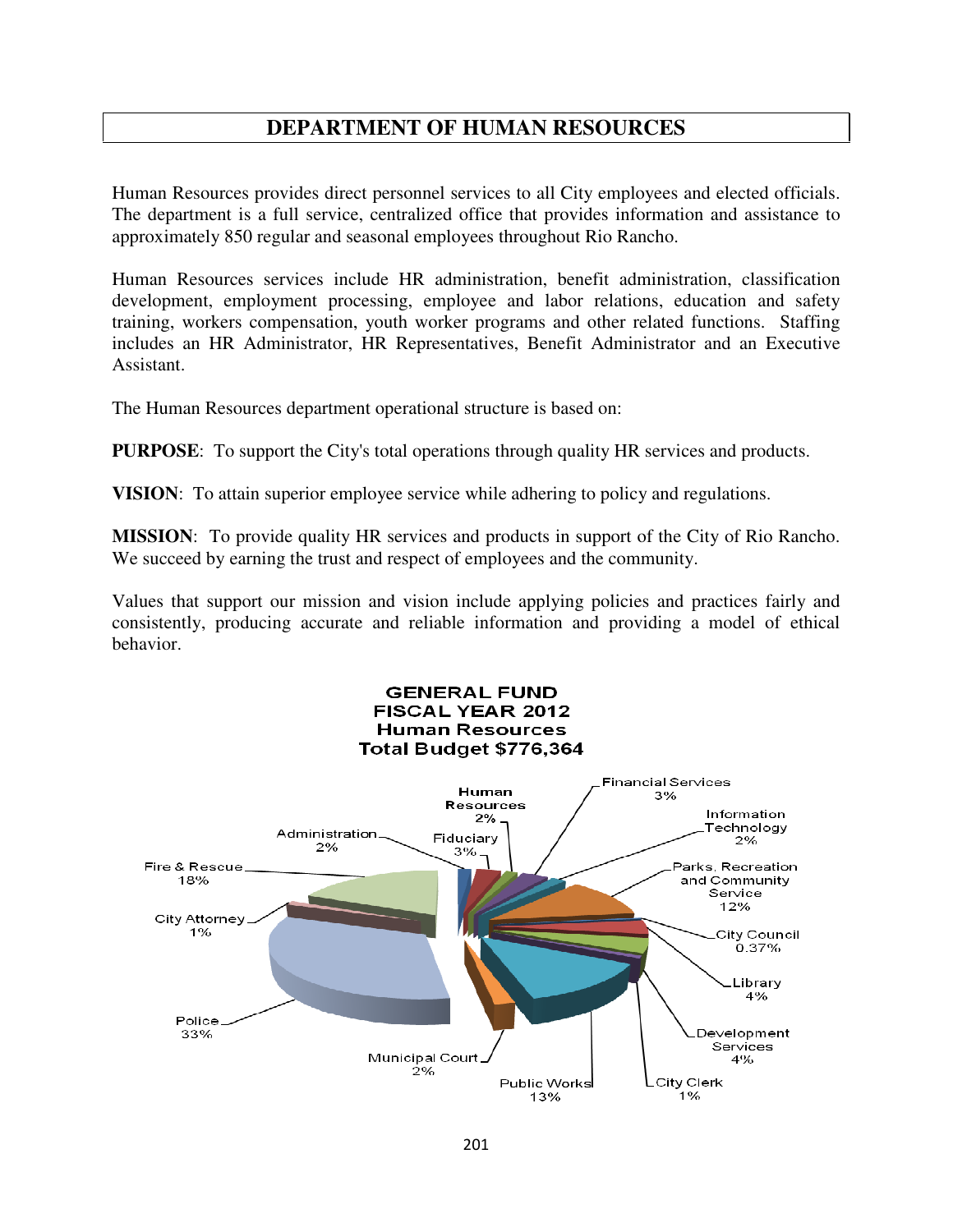# DEPARTMENT OF HUMAN RESOURCES

Human Resources provides direct personnel services to all City employees and elected officials. The department is a full service, centralized office that provides information and assistance to approximately 850 regular and seasonal employees throughout Rio Rancho.

Human Resources services include HR administration, benefit administration, classification development, employment processing, employee and labor relations, education and safety training, workers compensation, youth worker programs and other related functions. Staffing includes an HR Administrator, HR Representatives, Benefit Administrator and an Executive Assistant.

The Human Resources department operational structure is based on:

**PURPOSE**: To support the City's total operations through quality HR services and products.

**VISION**: To attain superior employee service while adhering to policy and regulations.

**MISSION**: To provide quality HR services and products in support of the City of Rio Rancho. We succeed by earning the trust and respect of employees and the community.

Values that support our mission and vision include applying policies and practices fairly and consistently, producing accurate and reliable information and providing a model of ethical behavior.

**GENERAL FUND**
**FISCAL YEAR 2012**
**Human Resources**
**Total Budget $776,364**

| Department | Percent |
|---|---|
| Administration | 2% |
| Human Resources | 2% |
| Fiduciary | 3% |
| Financial Services | 3% |
| Information Technology | 2% |
| Parks, Recreation and Community Service | 12% |
| City Council | 0.37% |
| Library | 4% |
| Development Services | 4% |
| City Clerk | 1% |
| Public Works | 13% |
| Municipal Court | 2% |
| Police | 33% |
| City Attorney | 1% |
| Fire & Rescue | 18% |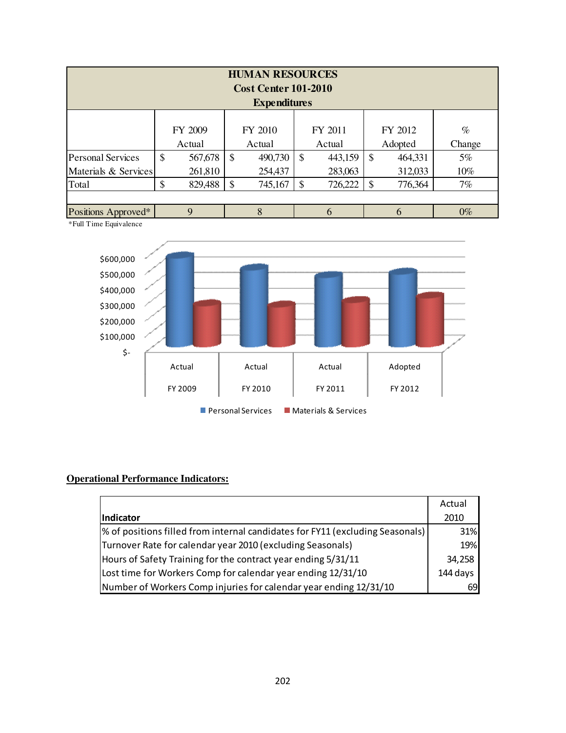| HUMAN RESOURCES Cost Center 101-2010 Expenditures | | | | | |
|---|---|---|---|---|---|
| | FY 2009 Actual | FY 2010 Actual | FY 2011 Actual | FY 2012 Adopted | % Change |
| Personal Services | $ 567,678 | $ 490,730 | $ 443,159 | $ 464,331 | 5% |
| Materials & Services | 261,810 | 254,437 | 283,063 | 312,033 | 10% |
| Total | $ 829,488 | $ 745,167 | $ 726,222 | $ 776,364 | 7% |
| | | | | | |
| Positions Approved* | 9 | 8 | 6 | 6 | 0% |

*Full Time Equivalence

$600,000
$500,000
$400,000
$300,000
$200,000
$100,000
$-

Actual FY 2009
Actual FY 2010
Actual FY 2011
Adopted FY 2012

Personal Services
Materials & Services

**Operational Performance Indicators:**

| Indicator | Actual 2010 |
|---|---|
| % of positions filled from internal candidates for FY11 (excluding Seasonals) | 31% |
| Turnover Rate for calendar year 2010 (excluding Seasonals) | 19% |
| Hours of Safety Training for the contract year ending 5/31/11 | 34,258 |
| Lost time for Workers Comp for calendar year ending 12/31/10 | 144 days |
| Number of Workers Comp injuries for calendar year ending 12/31/10 | 69 |